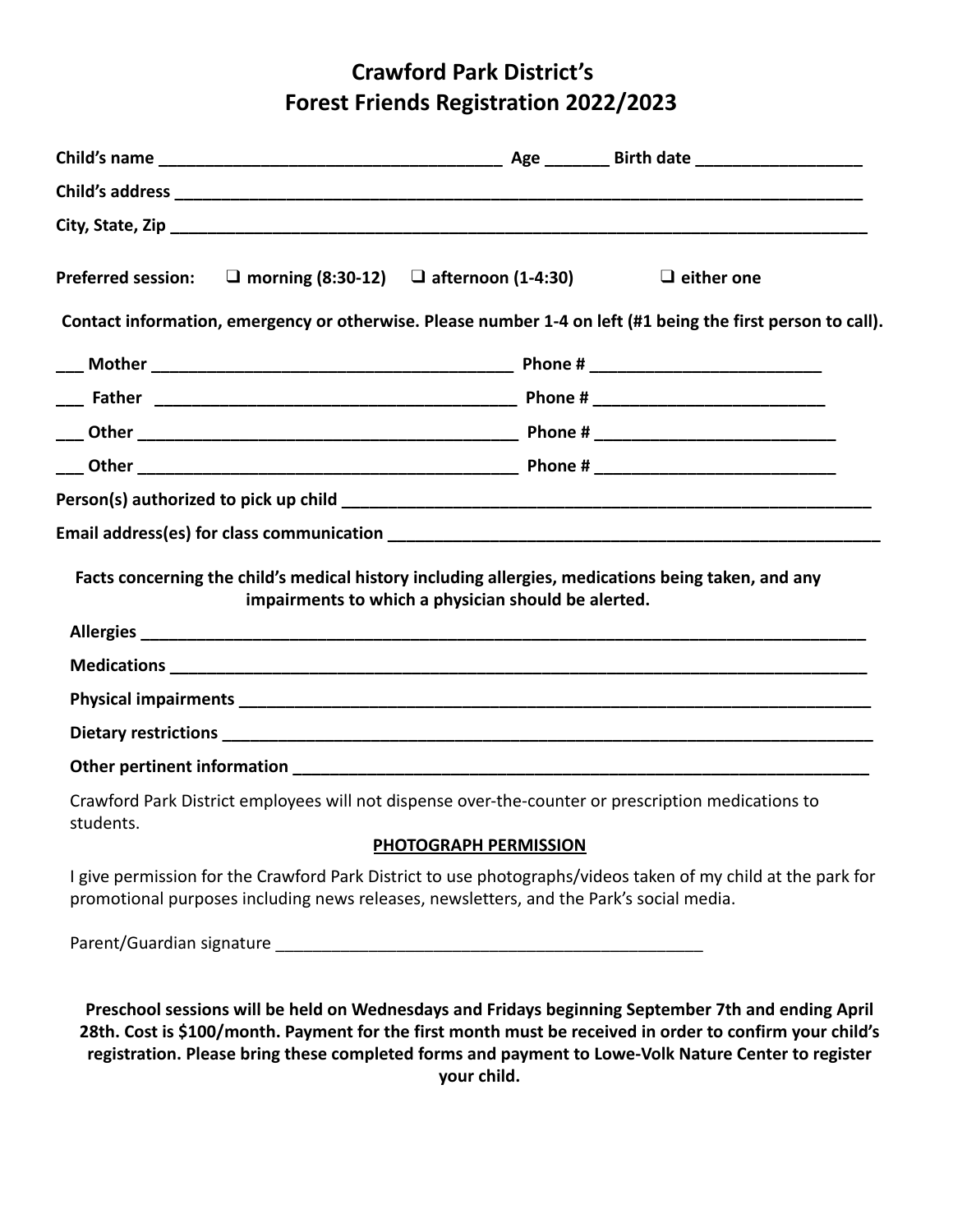# Crawford Park District's
# Forest Friends Registration 2022/2023

**Child's name** ____________________________________ **Age** _______ **Birth date** __________________

**Child's address** ________________________________________________________________________________

**City, State, Zip** _________________________________________________________________________________

**Preferred session:** ❑ **morning (8:30-12)** ❑ **afternoon (1-4:30)** ❑ **either one**

**Contact information, emergency or otherwise. Please number 1-4 on left (#1 being the first person to call).**

___ **Mother** ________________________________________ **Phone #** _________________________

___ **Father** ________________________________________ **Phone #** _________________________

___ **Other** _________________________________________ **Phone #** __________________________

___ **Other** _________________________________________ **Phone #** __________________________

**Person(s) authorized to pick up child** ____________________________________________________________

**Email address(es) for class communication** _______________________________________________________

**Facts concerning the child's medical history including allergies, medications being taken, and any impairments to which a physician should be alerted.**

**Allergies** _____________________________________________________________________________________

**Medications** __________________________________________________________________________________

**Physical impairments** ___________________________________________________________________________

**Dietary restrictions** ____________________________________________________________________________

**Other pertinent information** _______________________________________________________________________

Crawford Park District employees will not dispense over-the-counter or prescription medications to students.

**PHOTOGRAPH PERMISSION**

I give permission for the Crawford Park District to use photographs/videos taken of my child at the park for promotional purposes including news releases, newsletters, and the Park's social media.

Parent/Guardian signature _______________________________________________

**Preschool sessions will be held on Wednesdays and Fridays beginning September 7th and ending April 28th. Cost is $100/month. Payment for the first month must be received in order to confirm your child's registration. Please bring these completed forms and payment to Lowe-Volk Nature Center to register your child.**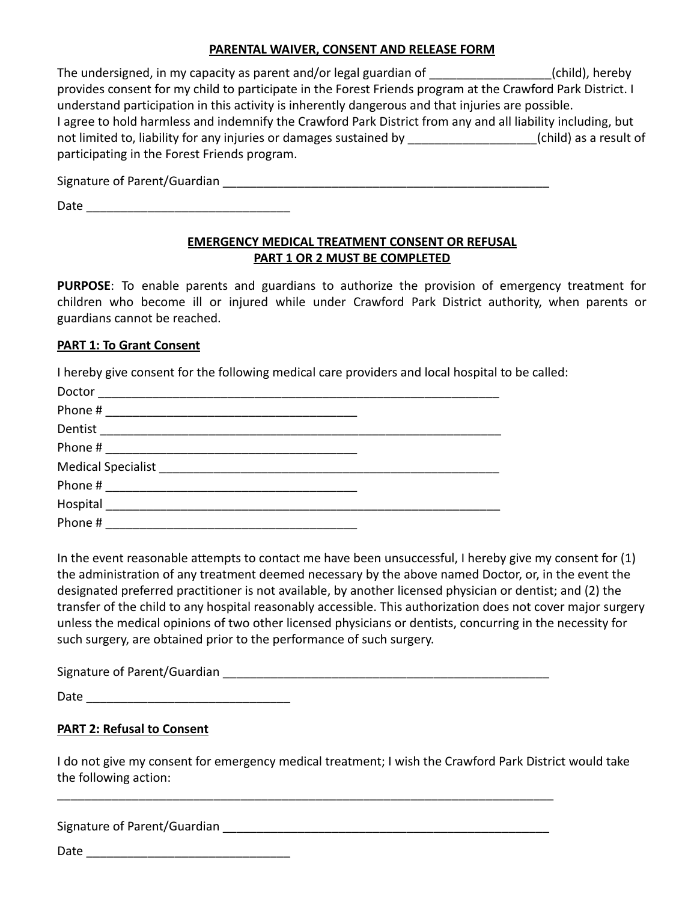**PARENTAL WAIVER, CONSENT AND RELEASE FORM**

The undersigned, in my capacity as parent and/or legal guardian of __________________(child), hereby provides consent for my child to participate in the Forest Friends program at the Crawford Park District. I understand participation in this activity is inherently dangerous and that injuries are possible.
I agree to hold harmless and indemnify the Crawford Park District from any and all liability including, but not limited to, liability for any injuries or damages sustained by ___________________(child) as a result of participating in the Forest Friends program.

Signature of Parent/Guardian ___________________________________________________

Date ______________________________

**EMERGENCY MEDICAL TREATMENT CONSENT OR REFUSAL**
**PART 1 OR 2 MUST BE COMPLETED**

**PURPOSE**: To enable parents and guardians to authorize the provision of emergency treatment for children who become ill or injured while under Crawford Park District authority, when parents or guardians cannot be reached.

**PART 1: To Grant Consent**

I hereby give consent for the following medical care providers and local hospital to be called:

Doctor _____________________________________________________________
Phone # ______________________________________
Dentist _____________________________________________________________
Phone # ______________________________________
Medical Specialist _____________________________________________________
Phone # ______________________________________
Hospital ____________________________________________________________
Phone # ______________________________________

In the event reasonable attempts to contact me have been unsuccessful, I hereby give my consent for (1) the administration of any treatment deemed necessary by the above named Doctor, or, in the event the designated preferred practitioner is not available, by another licensed physician or dentist; and (2) the transfer of the child to any hospital reasonably accessible. This authorization does not cover major surgery unless the medical opinions of two other licensed physicians or dentists, concurring in the necessity for such surgery, are obtained prior to the performance of such surgery.

Signature of Parent/Guardian ___________________________________________________

Date ______________________________

**PART 2: Refusal to Consent**

I do not give my consent for emergency medical treatment; I wish the Crawford Park District would take the following action:

_____________________________________________________________________________

Signature of Parent/Guardian ___________________________________________________

Date ______________________________